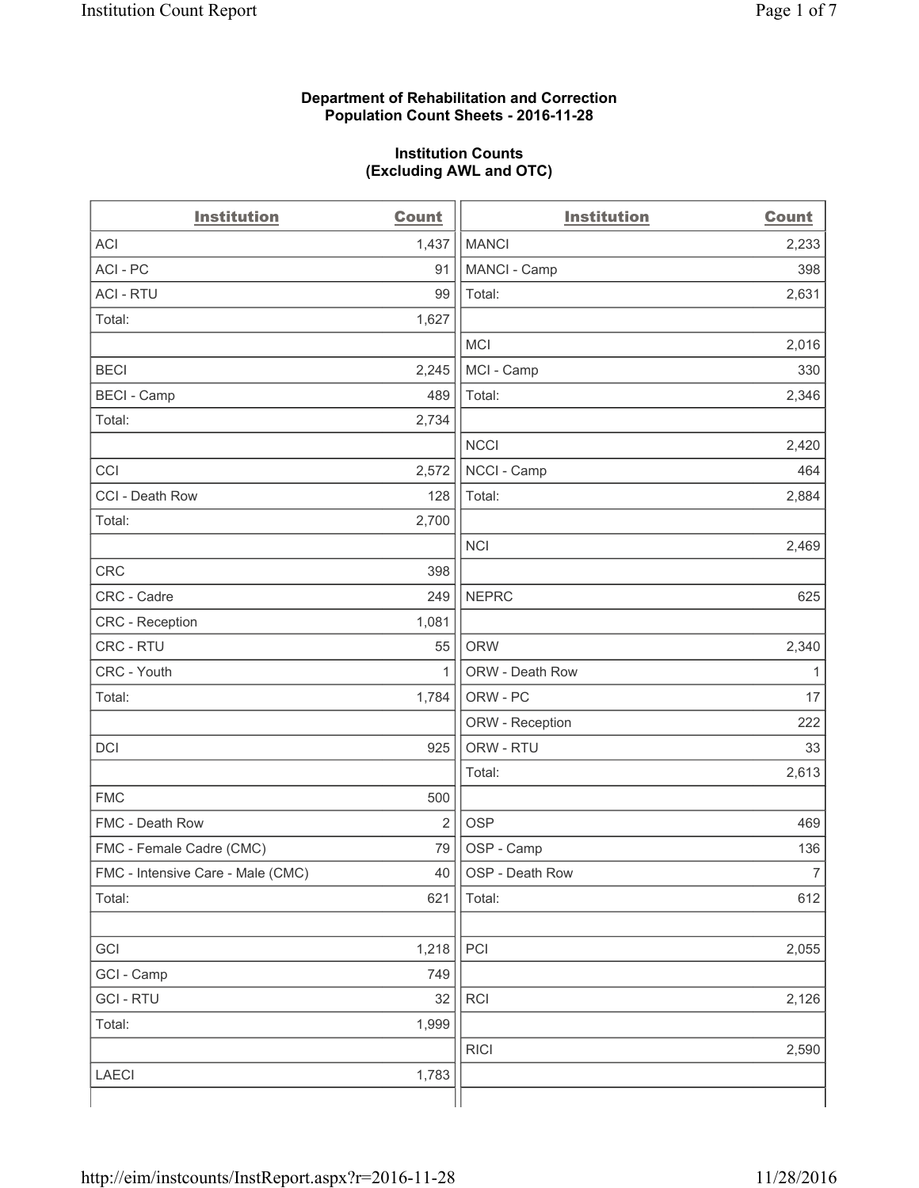**Department of Rehabilitation and Correction**
**Population Count Sheets - 2016-11-28**

**Institution Counts**
**(Excluding AWL and OTC)**

| Institution | Count | Institution | Count |
|---|---|---|---|
| ACI | 1,437 | MANCI | 2,233 |
| ACI - PC | 91 | MANCI - Camp | 398 |
| ACI - RTU | 99 | Total: | 2,631 |
| Total: | 1,627 | | |
| | | MCI | 2,016 |
| BECI | 2,245 | MCI - Camp | 330 |
| BECI - Camp | 489 | Total: | 2,346 |
| Total: | 2,734 | | |
| | | NCCI | 2,420 |
| CCI | 2,572 | NCCI - Camp | 464 |
| CCI - Death Row | 128 | Total: | 2,884 |
| Total: | 2,700 | | |
| | | NCI | 2,469 |
| CRC | 398 | | |
| CRC - Cadre | 249 | NEPRC | 625 |
| CRC - Reception | 1,081 | | |
| CRC - RTU | 55 | ORW | 2,340 |
| CRC - Youth | 1 | ORW - Death Row | 1 |
| Total: | 1,784 | ORW - PC | 17 |
| | | ORW - Reception | 222 |
| DCI | 925 | ORW - RTU | 33 |
| | | Total: | 2,613 |
| FMC | 500 | | |
| FMC - Death Row | 2 | OSP | 469 |
| FMC - Female Cadre (CMC) | 79 | OSP - Camp | 136 |
| FMC - Intensive Care - Male (CMC) | 40 | OSP - Death Row | 7 |
| Total: | 621 | Total: | 612 |
| | | | |
| GCI | 1,218 | PCI | 2,055 |
| GCI - Camp | 749 | | |
| GCI - RTU | 32 | RCI | 2,126 |
| Total: | 1,999 | | |
| | | RICI | 2,590 |
| LAECI | 1,783 | | |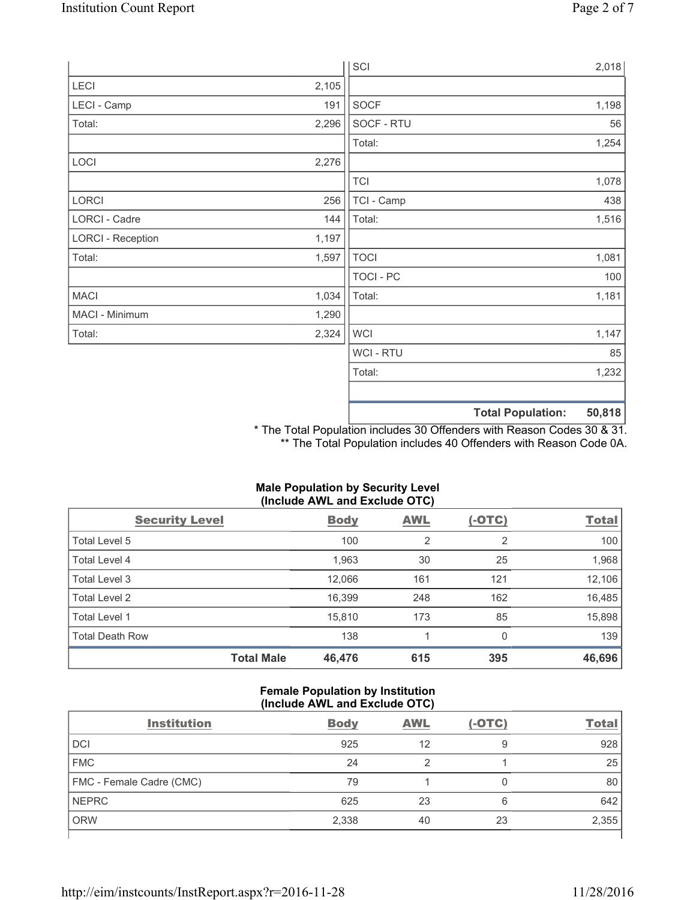| | |
|---|---|
| LECI | 2,105 |
| LECI - Camp | 191 |
| Total: | 2,296 |
| | |
| LOCI | 2,276 |
| | |
| LORCI | 256 |
| LORCI - Cadre | 144 |
| LORCI - Reception | 1,197 |
| Total: | 1,597 |
| | |
| MACI | 1,034 |
| MACI - Minimum | 1,290 |
| Total: | 2,324 |

| | |
|---|---|
| SCI | 2,018 |
| | |
| SOCF | 1,198 |
| SOCF - RTU | 56 |
| Total: | 1,254 |
| | |
| TCI | 1,078 |
| TCI - Camp | 438 |
| Total: | 1,516 |
| | |
| TOCI | 1,081 |
| TOCI - PC | 100 |
| Total: | 1,181 |
| | |
| WCI | 1,147 |
| WCI - RTU | 85 |
| Total: | 1,232 |
| | |
| **Total Population:** | **50,818** |

\* The Total Population includes 30 Offenders with Reason Codes 30 & 31.
\*\* The Total Population includes 40 Offenders with Reason Code 0A.

**Male Population by Security Level (Include AWL and Exclude OTC)**

| Security Level | Body | AWL | (-OTC) | Total |
|---|---|---|---|---|
| Total Level 5 | 100 | 2 | 2 | 100 |
| Total Level 4 | 1,963 | 30 | 25 | 1,968 |
| Total Level 3 | 12,066 | 161 | 121 | 12,106 |
| Total Level 2 | 16,399 | 248 | 162 | 16,485 |
| Total Level 1 | 15,810 | 173 | 85 | 15,898 |
| Total Death Row | 138 | 1 | 0 | 139 |
| **Total Male** | **46,476** | **615** | **395** | **46,696** |

**Female Population by Institution (Include AWL and Exclude OTC)**

| Institution | Body | AWL | (-OTC) | Total |
|---|---|---|---|---|
| DCI | 925 | 12 | 9 | 928 |
| FMC | 24 | 2 | 1 | 25 |
| FMC - Female Cadre (CMC) | 79 | 1 | 0 | 80 |
| NEPRC | 625 | 23 | 6 | 642 |
| ORW | 2,338 | 40 | 23 | 2,355 |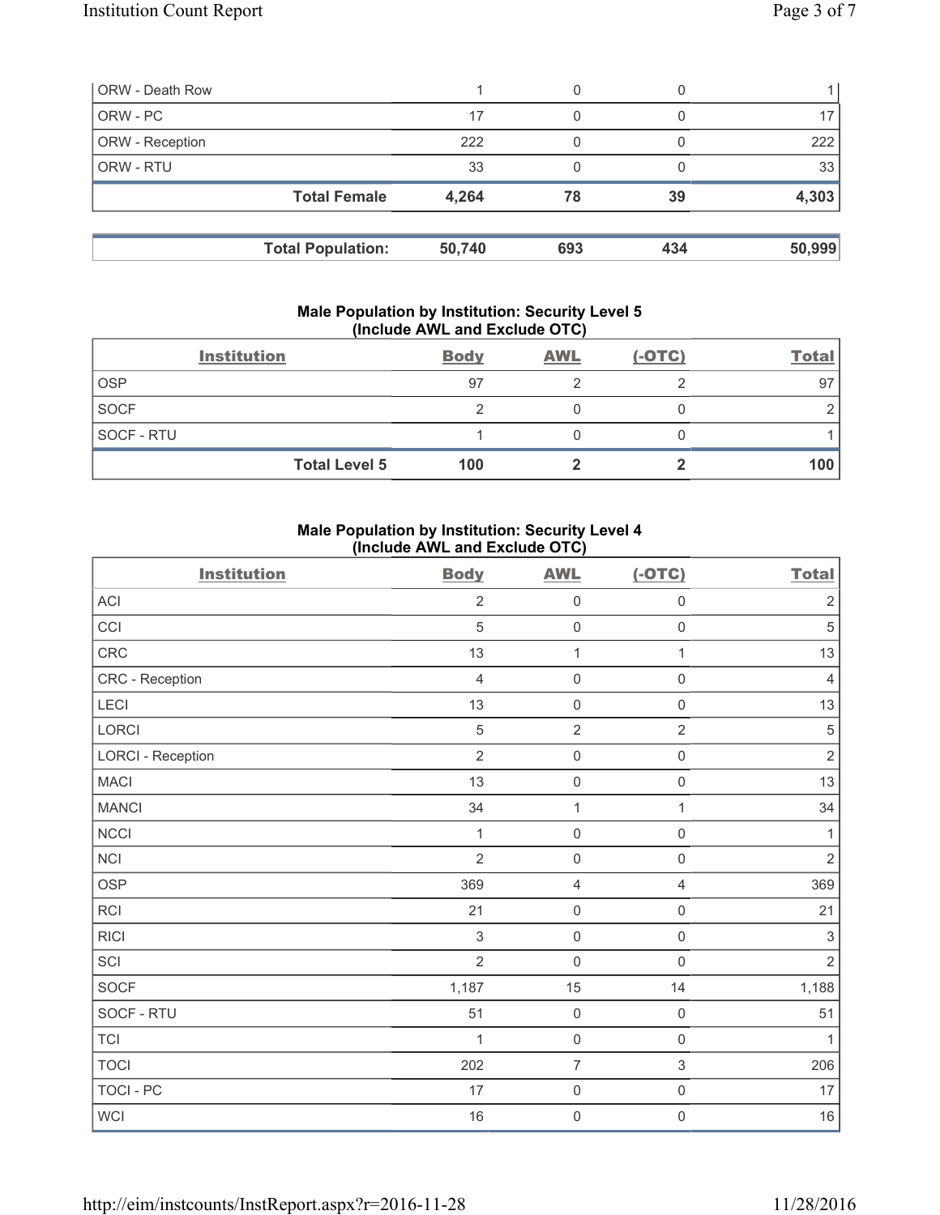| | | | | |
|---|---|---|---|---|
| ORW - Death Row | 1 | 0 | 0 | 1 |
| ORW - PC | 17 | 0 | 0 | 17 |
| ORW - Reception | 222 | 0 | 0 | 222 |
| ORW - RTU | 33 | 0 | 0 | 33 |
| **Total Female** | **4,264** | **78** | **39** | **4,303** |

| | | | | |
|---|---|---|---|---|
| **Total Population:** | **50,740** | **693** | **434** | **50,999** |

### Male Population by Institution: Security Level 5 (Include AWL and Exclude OTC)

| Institution | Body | AWL | (-OTC) | Total |
|---|---|---|---|---|
| OSP | 97 | 2 | 2 | 97 |
| SOCF | 2 | 0 | 0 | 2 |
| SOCF - RTU | 1 | 0 | 0 | 1 |
| **Total Level 5** | **100** | **2** | **2** | **100** |

### Male Population by Institution: Security Level 4 (Include AWL and Exclude OTC)

| Institution | Body | AWL | (-OTC) | Total |
|---|---|---|---|---|
| ACI | 2 | 0 | 0 | 2 |
| CCI | 5 | 0 | 0 | 5 |
| CRC | 13 | 1 | 1 | 13 |
| CRC - Reception | 4 | 0 | 0 | 4 |
| LECI | 13 | 0 | 0 | 13 |
| LORCI | 5 | 2 | 2 | 5 |
| LORCI - Reception | 2 | 0 | 0 | 2 |
| MACI | 13 | 0 | 0 | 13 |
| MANCI | 34 | 1 | 1 | 34 |
| NCCI | 1 | 0 | 0 | 1 |
| NCI | 2 | 0 | 0 | 2 |
| OSP | 369 | 4 | 4 | 369 |
| RCI | 21 | 0 | 0 | 21 |
| RICI | 3 | 0 | 0 | 3 |
| SCI | 2 | 0 | 0 | 2 |
| SOCF | 1,187 | 15 | 14 | 1,188 |
| SOCF - RTU | 51 | 0 | 0 | 51 |
| TCI | 1 | 0 | 0 | 1 |
| TOCI | 202 | 7 | 3 | 206 |
| TOCI - PC | 17 | 0 | 0 | 17 |
| WCI | 16 | 0 | 0 | 16 |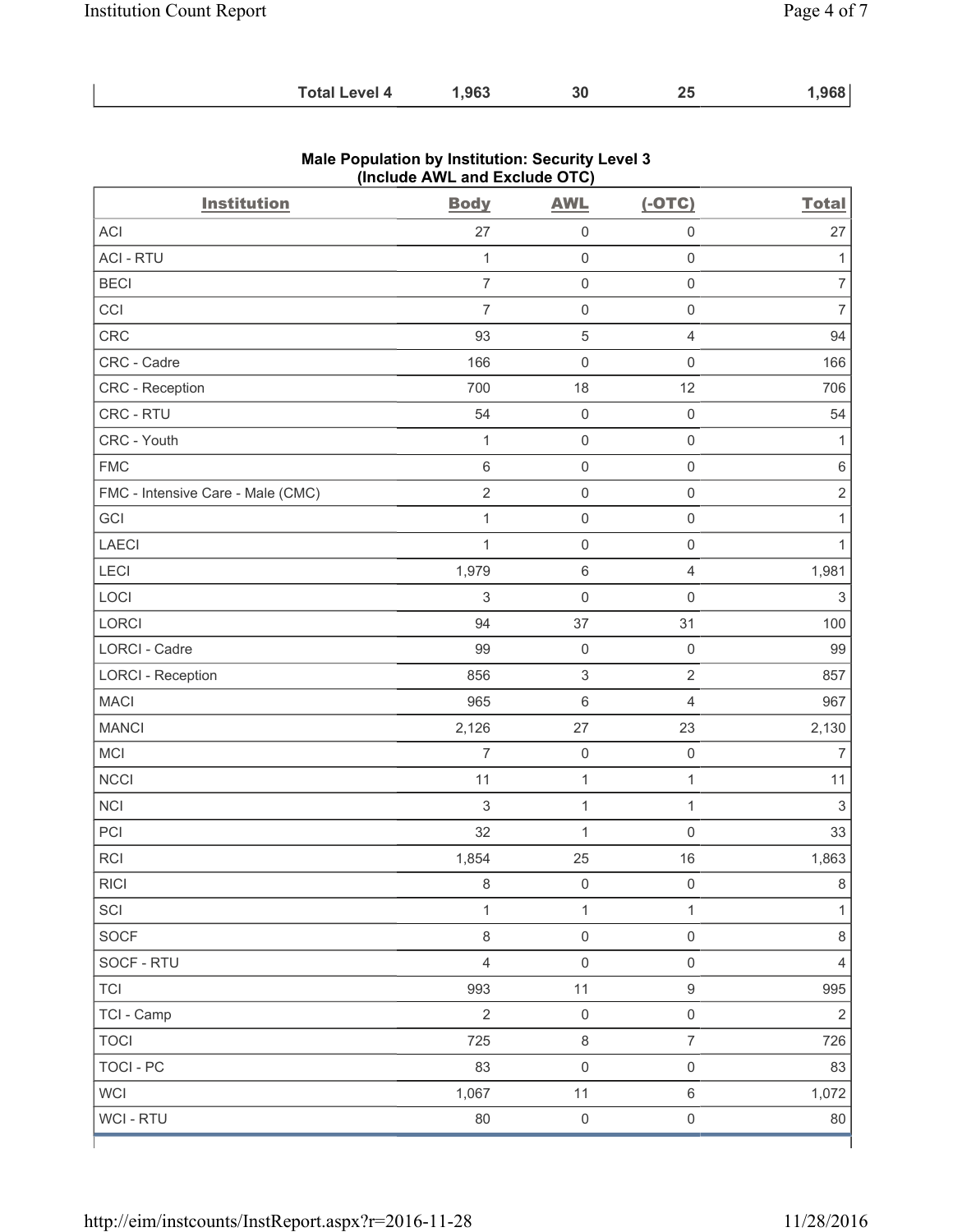| Total Level 4 | 1,963 | 30 | 25 | 1,968 |
|---|---|---|---|---|

**Male Population by Institution: Security Level 3 (Include AWL and Exclude OTC)**

| Institution | Body | AWL | (-OTC) | Total |
|---|---|---|---|---|
| ACI | 27 | 0 | 0 | 27 |
| ACI - RTU | 1 | 0 | 0 | 1 |
| BECI | 7 | 0 | 0 | 7 |
| CCI | 7 | 0 | 0 | 7 |
| CRC | 93 | 5 | 4 | 94 |
| CRC - Cadre | 166 | 0 | 0 | 166 |
| CRC - Reception | 700 | 18 | 12 | 706 |
| CRC - RTU | 54 | 0 | 0 | 54 |
| CRC - Youth | 1 | 0 | 0 | 1 |
| FMC | 6 | 0 | 0 | 6 |
| FMC - Intensive Care - Male (CMC) | 2 | 0 | 0 | 2 |
| GCI | 1 | 0 | 0 | 1 |
| LAECI | 1 | 0 | 0 | 1 |
| LECI | 1,979 | 6 | 4 | 1,981 |
| LOCI | 3 | 0 | 0 | 3 |
| LORCI | 94 | 37 | 31 | 100 |
| LORCI - Cadre | 99 | 0 | 0 | 99 |
| LORCI - Reception | 856 | 3 | 2 | 857 |
| MACI | 965 | 6 | 4 | 967 |
| MANCI | 2,126 | 27 | 23 | 2,130 |
| MCI | 7 | 0 | 0 | 7 |
| NCCI | 11 | 1 | 1 | 11 |
| NCI | 3 | 1 | 1 | 3 |
| PCI | 32 | 1 | 0 | 33 |
| RCI | 1,854 | 25 | 16 | 1,863 |
| RICI | 8 | 0 | 0 | 8 |
| SCI | 1 | 1 | 1 | 1 |
| SOCF | 8 | 0 | 0 | 8 |
| SOCF - RTU | 4 | 0 | 0 | 4 |
| TCI | 993 | 11 | 9 | 995 |
| TCI - Camp | 2 | 0 | 0 | 2 |
| TOCI | 725 | 8 | 7 | 726 |
| TOCI - PC | 83 | 0 | 0 | 83 |
| WCI | 1,067 | 11 | 6 | 1,072 |
| WCI - RTU | 80 | 0 | 0 | 80 |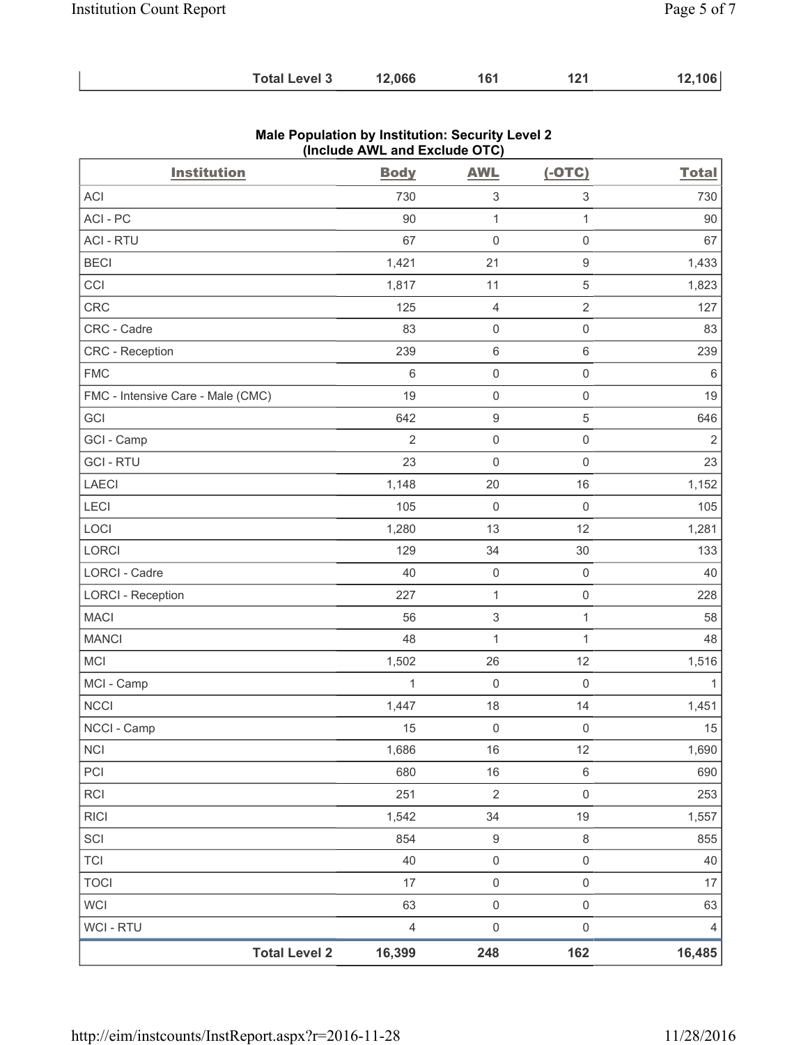| | | | | |
|---|---|---|---|---|
| **Total Level 3** | **12,066** | **161** | **121** | **12,106** |

**Male Population by Institution: Security Level 2 (Include AWL and Exclude OTC)**

| Institution | Body | AWL | (-OTC) | Total |
|---|---|---|---|---|
| ACI | 730 | 3 | 3 | 730 |
| ACI - PC | 90 | 1 | 1 | 90 |
| ACI - RTU | 67 | 0 | 0 | 67 |
| BECI | 1,421 | 21 | 9 | 1,433 |
| CCI | 1,817 | 11 | 5 | 1,823 |
| CRC | 125 | 4 | 2 | 127 |
| CRC - Cadre | 83 | 0 | 0 | 83 |
| CRC - Reception | 239 | 6 | 6 | 239 |
| FMC | 6 | 0 | 0 | 6 |
| FMC - Intensive Care - Male (CMC) | 19 | 0 | 0 | 19 |
| GCI | 642 | 9 | 5 | 646 |
| GCI - Camp | 2 | 0 | 0 | 2 |
| GCI - RTU | 23 | 0 | 0 | 23 |
| LAECI | 1,148 | 20 | 16 | 1,152 |
| LECI | 105 | 0 | 0 | 105 |
| LOCI | 1,280 | 13 | 12 | 1,281 |
| LORCI | 129 | 34 | 30 | 133 |
| LORCI - Cadre | 40 | 0 | 0 | 40 |
| LORCI - Reception | 227 | 1 | 0 | 228 |
| MACI | 56 | 3 | 1 | 58 |
| MANCI | 48 | 1 | 1 | 48 |
| MCI | 1,502 | 26 | 12 | 1,516 |
| MCI - Camp | 1 | 0 | 0 | 1 |
| NCCI | 1,447 | 18 | 14 | 1,451 |
| NCCI - Camp | 15 | 0 | 0 | 15 |
| NCI | 1,686 | 16 | 12 | 1,690 |
| PCI | 680 | 16 | 6 | 690 |
| RCI | 251 | 2 | 0 | 253 |
| RICI | 1,542 | 34 | 19 | 1,557 |
| SCI | 854 | 9 | 8 | 855 |
| TCI | 40 | 0 | 0 | 40 |
| TOCI | 17 | 0 | 0 | 17 |
| WCI | 63 | 0 | 0 | 63 |
| WCI - RTU | 4 | 0 | 0 | 4 |
| **Total Level 2** | **16,399** | **248** | **162** | **16,485** |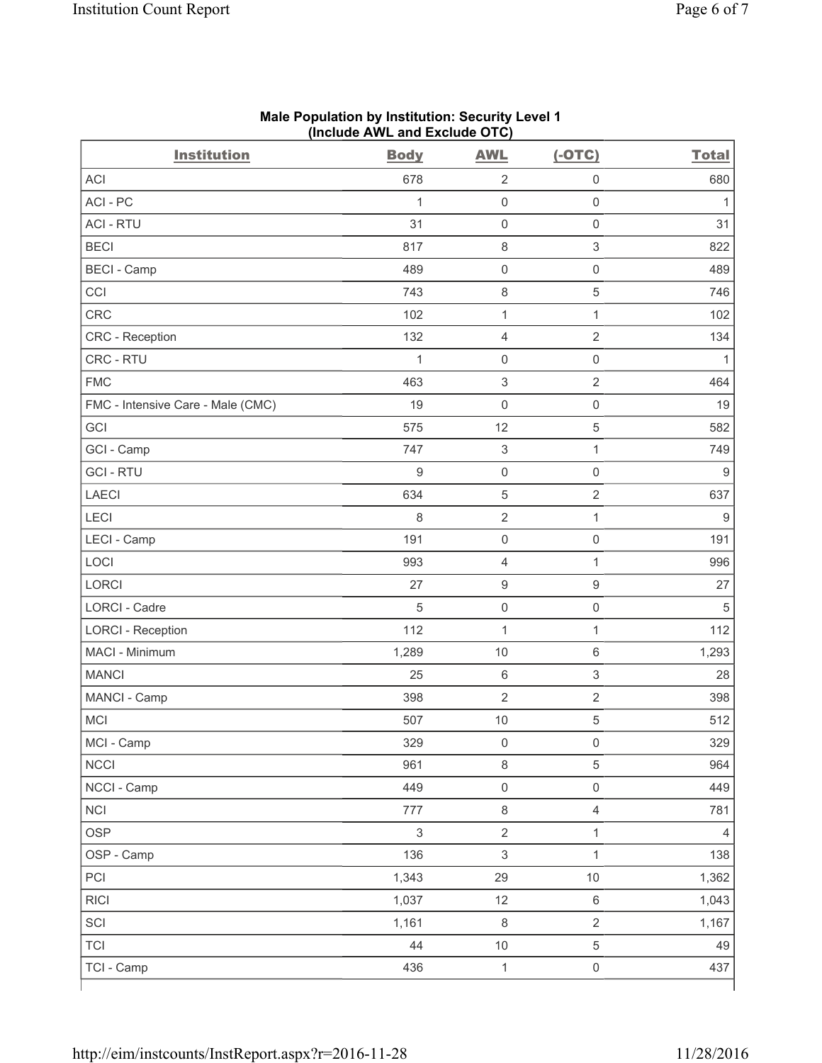**Male Population by Institution: Security Level 1**
**(Include AWL and Exclude OTC)**

| Institution | Body | AWL | (-OTC) | Total |
|---|---|---|---|---|
| ACI | 678 | 2 | 0 | 680 |
| ACI - PC | 1 | 0 | 0 | 1 |
| ACI - RTU | 31 | 0 | 0 | 31 |
| BECI | 817 | 8 | 3 | 822 |
| BECI - Camp | 489 | 0 | 0 | 489 |
| CCI | 743 | 8 | 5 | 746 |
| CRC | 102 | 1 | 1 | 102 |
| CRC - Reception | 132 | 4 | 2 | 134 |
| CRC - RTU | 1 | 0 | 0 | 1 |
| FMC | 463 | 3 | 2 | 464 |
| FMC - Intensive Care - Male (CMC) | 19 | 0 | 0 | 19 |
| GCI | 575 | 12 | 5 | 582 |
| GCI - Camp | 747 | 3 | 1 | 749 |
| GCI - RTU | 9 | 0 | 0 | 9 |
| LAECI | 634 | 5 | 2 | 637 |
| LECI | 8 | 2 | 1 | 9 |
| LECI - Camp | 191 | 0 | 0 | 191 |
| LOCI | 993 | 4 | 1 | 996 |
| LORCI | 27 | 9 | 9 | 27 |
| LORCI - Cadre | 5 | 0 | 0 | 5 |
| LORCI - Reception | 112 | 1 | 1 | 112 |
| MACI - Minimum | 1,289 | 10 | 6 | 1,293 |
| MANCI | 25 | 6 | 3 | 28 |
| MANCI - Camp | 398 | 2 | 2 | 398 |
| MCI | 507 | 10 | 5 | 512 |
| MCI - Camp | 329 | 0 | 0 | 329 |
| NCCI | 961 | 8 | 5 | 964 |
| NCCI - Camp | 449 | 0 | 0 | 449 |
| NCI | 777 | 8 | 4 | 781 |
| OSP | 3 | 2 | 1 | 4 |
| OSP - Camp | 136 | 3 | 1 | 138 |
| PCI | 1,343 | 29 | 10 | 1,362 |
| RICI | 1,037 | 12 | 6 | 1,043 |
| SCI | 1,161 | 8 | 2 | 1,167 |
| TCI | 44 | 10 | 5 | 49 |
| TCI - Camp | 436 | 1 | 0 | 437 |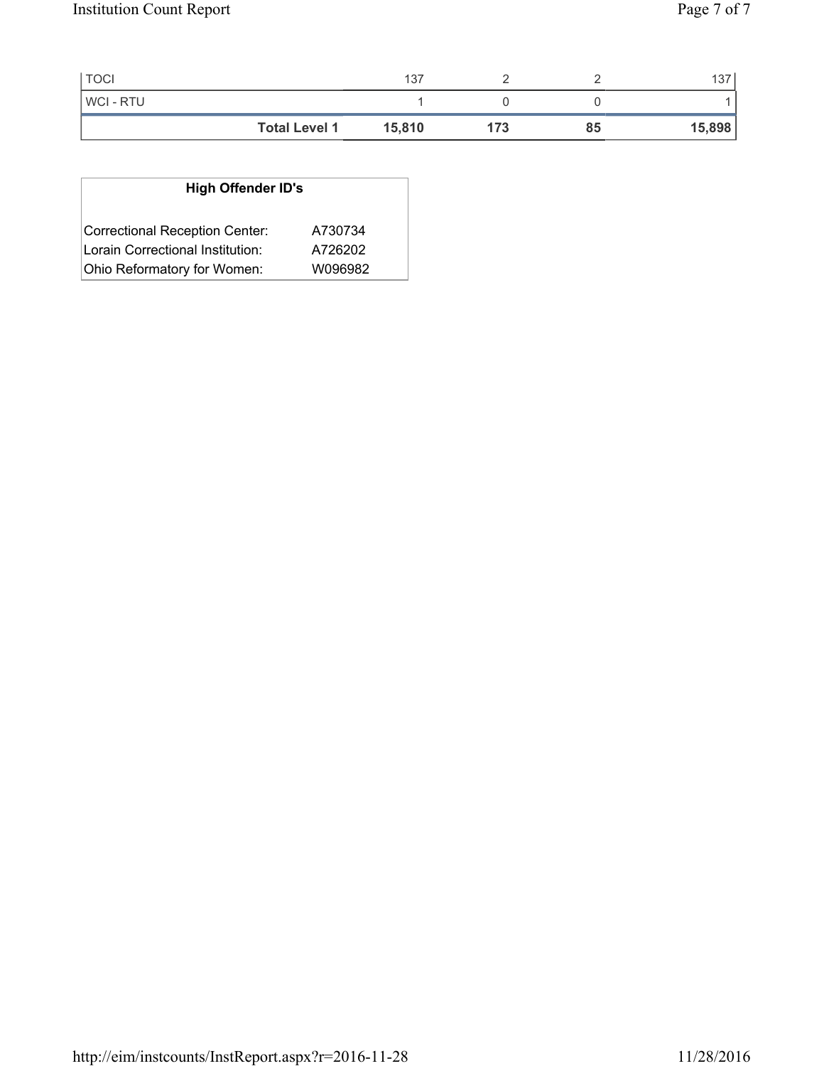| | | | | |
|---|---|---|---|---|
| TOCI | 137 | 2 | 2 | 137 |
| WCI - RTU | 1 | 0 | 0 | 1 |
| **Total Level 1** | **15,810** | **173** | **85** | **15,898** |

| **High Offender ID's** | |
|---|---|
| Correctional Reception Center: | A730734 |
| Lorain Correctional Institution: | A726202 |
| Ohio Reformatory for Women: | W096982 |